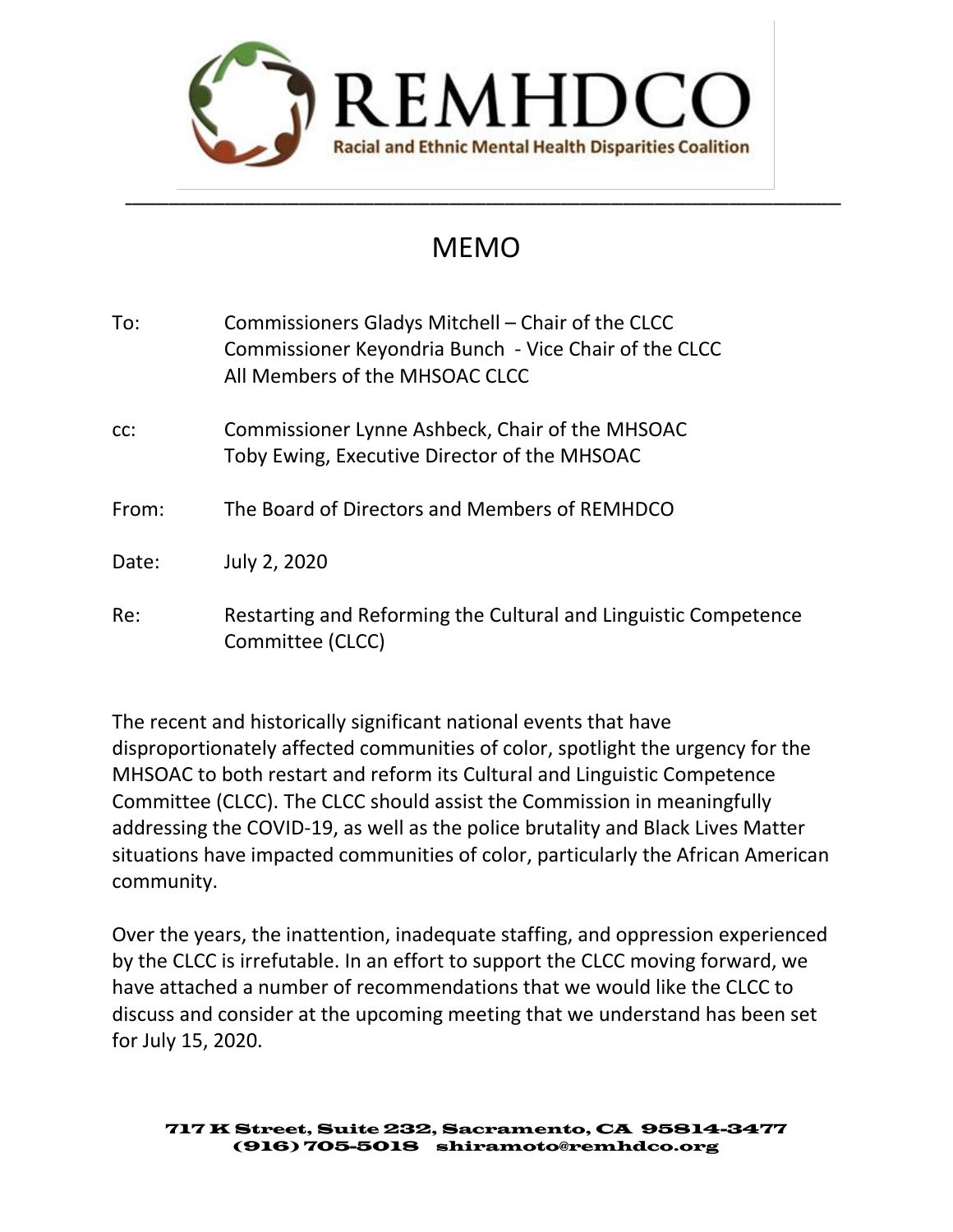# REMHDCO

**Racial and Ethnic Mental Health Disparities Coalition**

---

## MEMO

To: Commissioners Gladys Mitchell – Chair of the CLCC
Commissioner Keyondria Bunch - Vice Chair of the CLCC
All Members of the MHSOAC CLCC

cc: Commissioner Lynne Ashbeck, Chair of the MHSOAC
Toby Ewing, Executive Director of the MHSOAC

From: The Board of Directors and Members of REMHDCO

Date: July 2, 2020

Re: Restarting and Reforming the Cultural and Linguistic Competence Committee (CLCC)

The recent and historically significant national events that have disproportionately affected communities of color, spotlight the urgency for the MHSOAC to both restart and reform its Cultural and Linguistic Competence Committee (CLCC). The CLCC should assist the Commission in meaningfully addressing the COVID-19, as well as the police brutality and Black Lives Matter situations have impacted communities of color, particularly the African American community.

Over the years, the inattention, inadequate staffing, and oppression experienced by the CLCC is irrefutable. In an effort to support the CLCC moving forward, we have attached a number of recommendations that we would like the CLCC to discuss and consider at the upcoming meeting that we understand has been set for July 15, 2020.

**717 K Street, Suite 232, Sacramento, CA 95814-3477**
**(916) 705-5018 shiramoto@remhdco.org**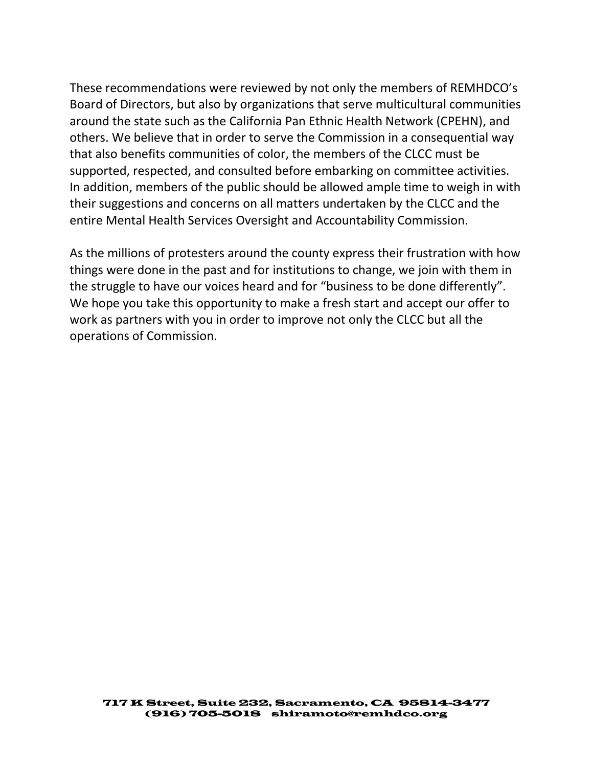These recommendations were reviewed by not only the members of REMHDCO's Board of Directors, but also by organizations that serve multicultural communities around the state such as the California Pan Ethnic Health Network (CPEHN), and others. We believe that in order to serve the Commission in a consequential way that also benefits communities of color, the members of the CLCC must be supported, respected, and consulted before embarking on committee activities. In addition, members of the public should be allowed ample time to weigh in with their suggestions and concerns on all matters undertaken by the CLCC and the entire Mental Health Services Oversight and Accountability Commission.

As the millions of protesters around the county express their frustration with how things were done in the past and for institutions to change, we join with them in the struggle to have our voices heard and for "business to be done differently". We hope you take this opportunity to make a fresh start and accept our offer to work as partners with you in order to improve not only the CLCC but all the operations of Commission.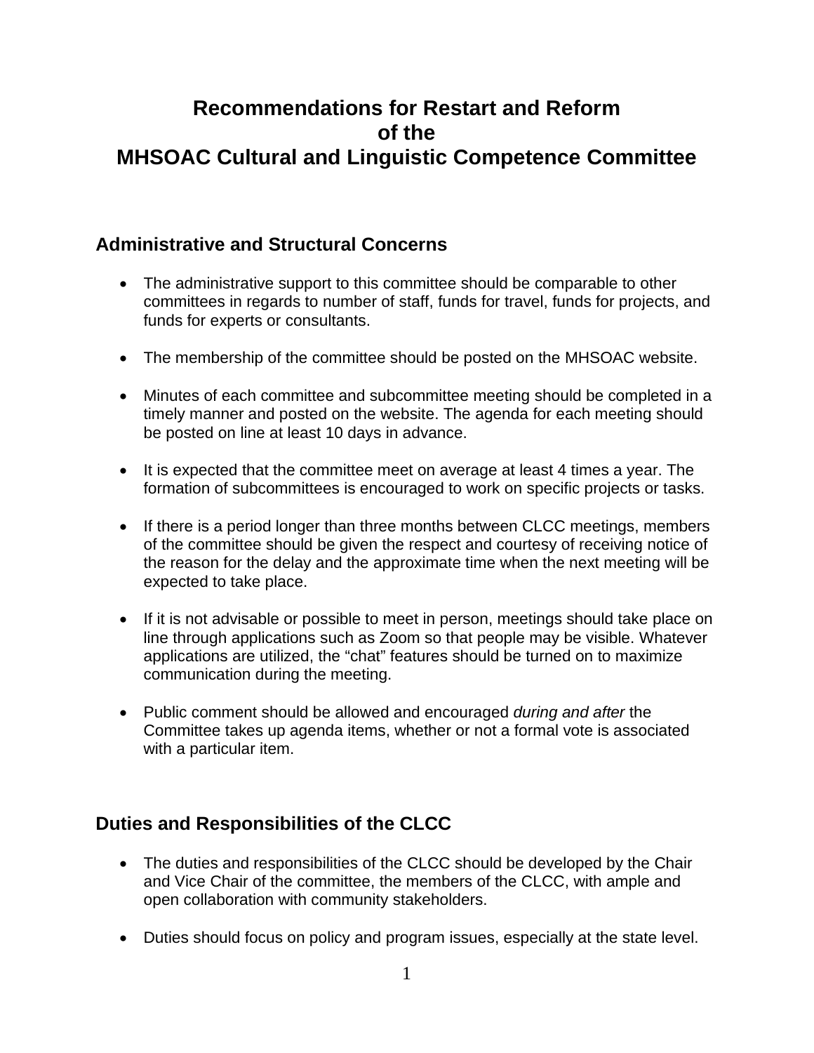# Recommendations for Restart and Reform of the MHSOAC Cultural and Linguistic Competence Committee

## Administrative and Structural Concerns

- The administrative support to this committee should be comparable to other committees in regards to number of staff, funds for travel, funds for projects, and funds for experts or consultants.
- The membership of the committee should be posted on the MHSOAC website.
- Minutes of each committee and subcommittee meeting should be completed in a timely manner and posted on the website. The agenda for each meeting should be posted on line at least 10 days in advance.
- It is expected that the committee meet on average at least 4 times a year. The formation of subcommittees is encouraged to work on specific projects or tasks.
- If there is a period longer than three months between CLCC meetings, members of the committee should be given the respect and courtesy of receiving notice of the reason for the delay and the approximate time when the next meeting will be expected to take place.
- If it is not advisable or possible to meet in person, meetings should take place on line through applications such as Zoom so that people may be visible. Whatever applications are utilized, the "chat" features should be turned on to maximize communication during the meeting.
- Public comment should be allowed and encouraged *during and after* the Committee takes up agenda items, whether or not a formal vote is associated with a particular item.

## Duties and Responsibilities of the CLCC

- The duties and responsibilities of the CLCC should be developed by the Chair and Vice Chair of the committee, the members of the CLCC, with ample and open collaboration with community stakeholders.
- Duties should focus on policy and program issues, especially at the state level.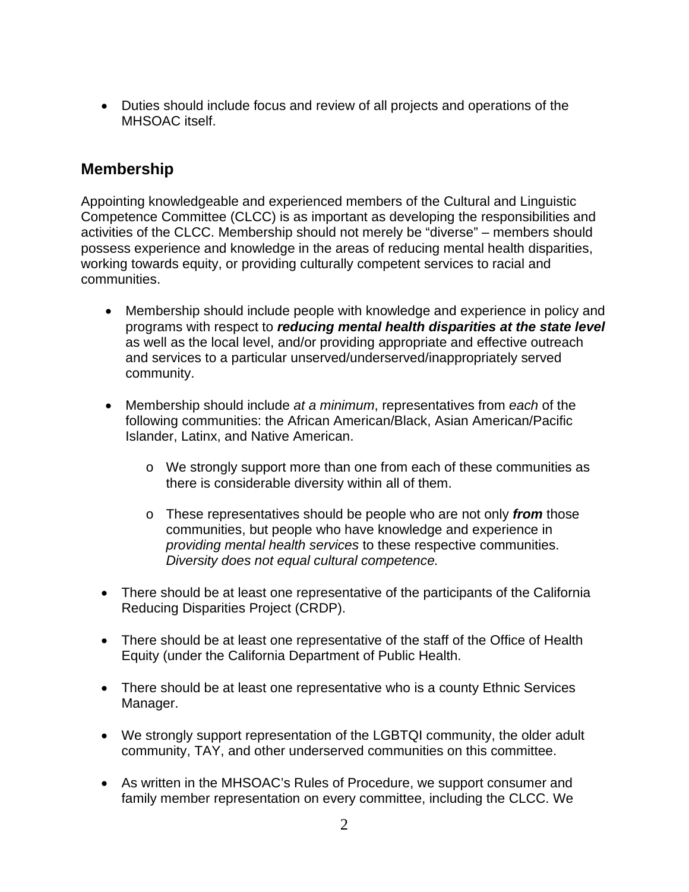- Duties should include focus and review of all projects and operations of the MHSOAC itself.

## Membership

Appointing knowledgeable and experienced members of the Cultural and Linguistic Competence Committee (CLCC) is as important as developing the responsibilities and activities of the CLCC. Membership should not merely be "diverse" – members should possess experience and knowledge in the areas of reducing mental health disparities, working towards equity, or providing culturally competent services to racial and communities.

- Membership should include people with knowledge and experience in policy and programs with respect to ***reducing mental health disparities at the state level*** as well as the local level, and/or providing appropriate and effective outreach and services to a particular unserved/underserved/inappropriately served community.

- Membership should include *at a minimum*, representatives from *each* of the following communities: the African American/Black, Asian American/Pacific Islander, Latinx, and Native American.

    - We strongly support more than one from each of these communities as there is considerable diversity within all of them.

    - These representatives should be people who are not only ***from*** those communities, but people who have knowledge and experience in *providing mental health services* to these respective communities. *Diversity does not equal cultural competence.*

- There should be at least one representative of the participants of the California Reducing Disparities Project (CRDP).

- There should be at least one representative of the staff of the Office of Health Equity (under the California Department of Public Health.

- There should be at least one representative who is a county Ethnic Services Manager.

- We strongly support representation of the LGBTQI community, the older adult community, TAY, and other underserved communities on this committee.

- As written in the MHSOAC's Rules of Procedure, we support consumer and family member representation on every committee, including the CLCC. We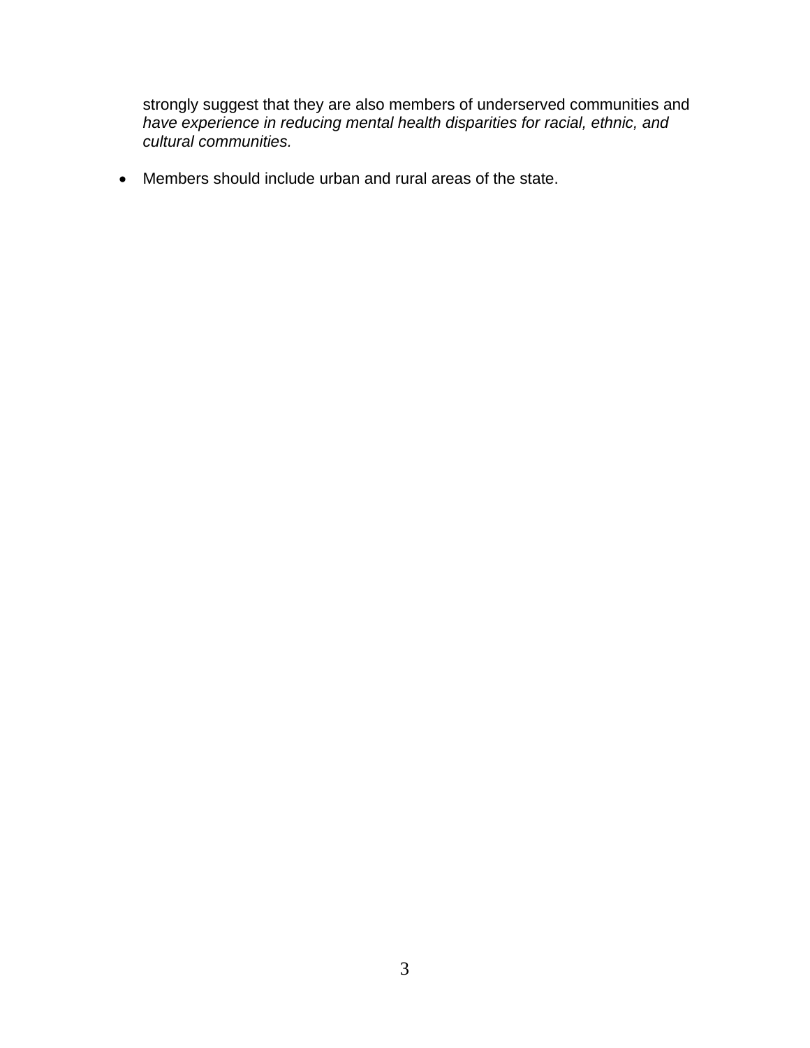strongly suggest that they are also members of underserved communities and *have experience in reducing mental health disparities for racial, ethnic, and cultural communities.*

- Members should include urban and rural areas of the state.